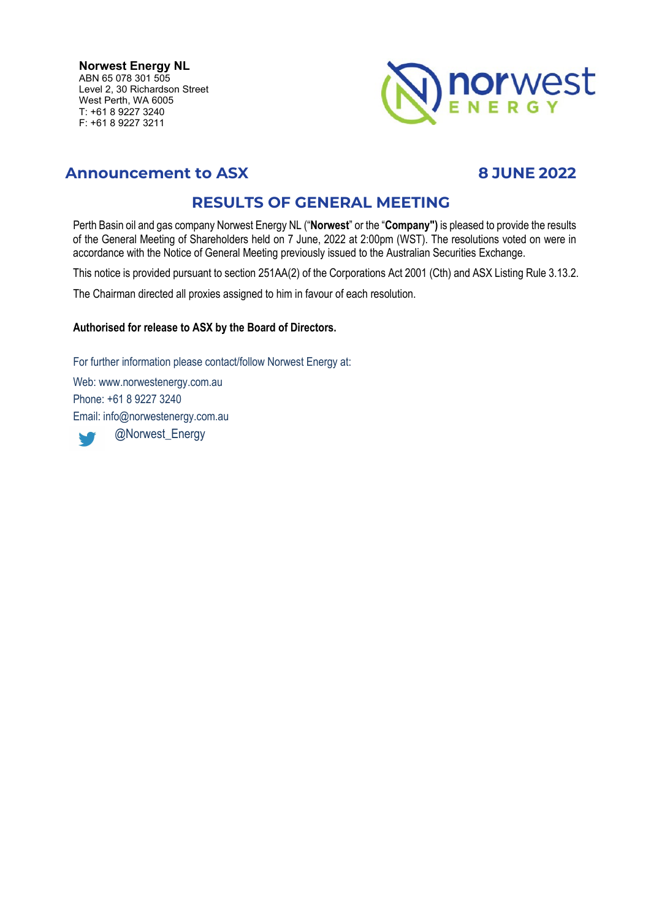**Norwest Energy NL**
ABN 65 078 301 505
Level 2, 30 Richardson Street
West Perth, WA 6005
T: +61 8 9227 3240
F: +61 8 9227 3211

## Announcement to ASX

## 8 JUNE 2022

# RESULTS OF GENERAL MEETING

Perth Basin oil and gas company Norwest Energy NL ("**Norwest**" or the "**Company"**) is pleased to provide the results of the General Meeting of Shareholders held on 7 June, 2022 at 2:00pm (WST). The resolutions voted on were in accordance with the Notice of General Meeting previously issued to the Australian Securities Exchange.

This notice is provided pursuant to section 251AA(2) of the Corporations Act 2001 (Cth) and ASX Listing Rule 3.13.2.

The Chairman directed all proxies assigned to him in favour of each resolution.

**Authorised for release to ASX by the Board of Directors.**

For further information please contact/follow Norwest Energy at:

Web: www.norwestenergy.com.au

Phone: +61 8 9227 3240

Email: info@norwestenergy.com.au

@Norwest_Energy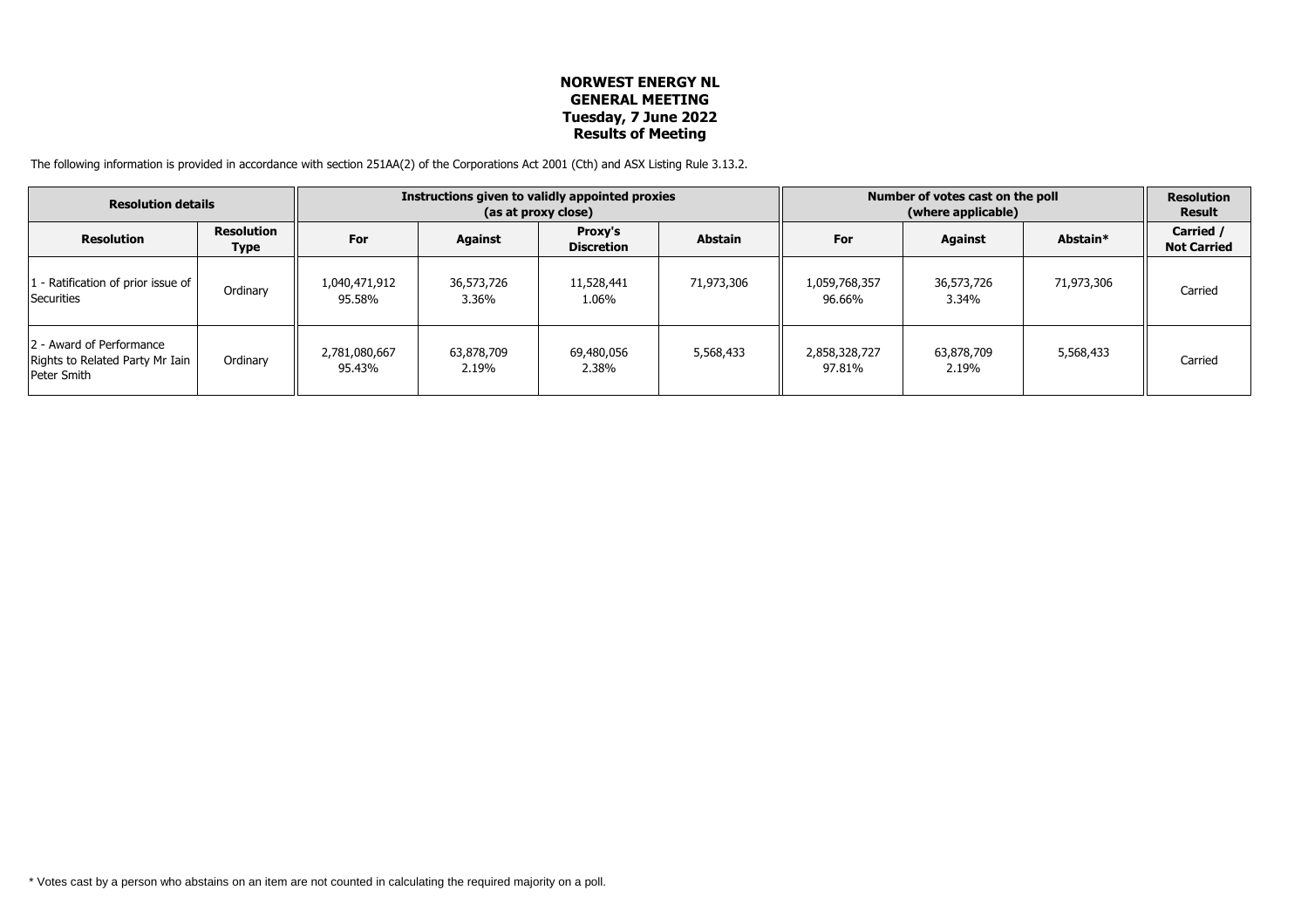**NORWEST ENERGY NL**
**GENERAL MEETING**
**Tuesday, 7 June 2022**
**Results of Meeting**

The following information is provided in accordance with section 251AA(2) of the Corporations Act 2001 (Cth) and ASX Listing Rule 3.13.2.

| Resolution details | | Instructions given to validly appointed proxies (as at proxy close) | | | | Number of votes cast on the poll (where applicable) | | | Resolution Result |
|---|---|---|---|---|---|---|---|---|---|
| **Resolution** | **Resolution Type** | **For** | **Against** | **Proxy's Discretion** | **Abstain** | **For** | **Against** | **Abstain*** | **Carried / Not Carried** |
| 1 - Ratification of prior issue of Securities | Ordinary | 1,040,471,912 95.58% | 36,573,726 3.36% | 11,528,441 1.06% | 71,973,306 | 1,059,768,357 96.66% | 36,573,726 3.34% | 71,973,306 | Carried |
| 2 - Award of Performance Rights to Related Party Mr Iain Peter Smith | Ordinary | 2,781,080,667 95.43% | 63,878,709 2.19% | 69,480,056 2.38% | 5,568,433 | 2,858,328,727 97.81% | 63,878,709 2.19% | 5,568,433 | Carried |

* Votes cast by a person who abstains on an item are not counted in calculating the required majority on a poll.